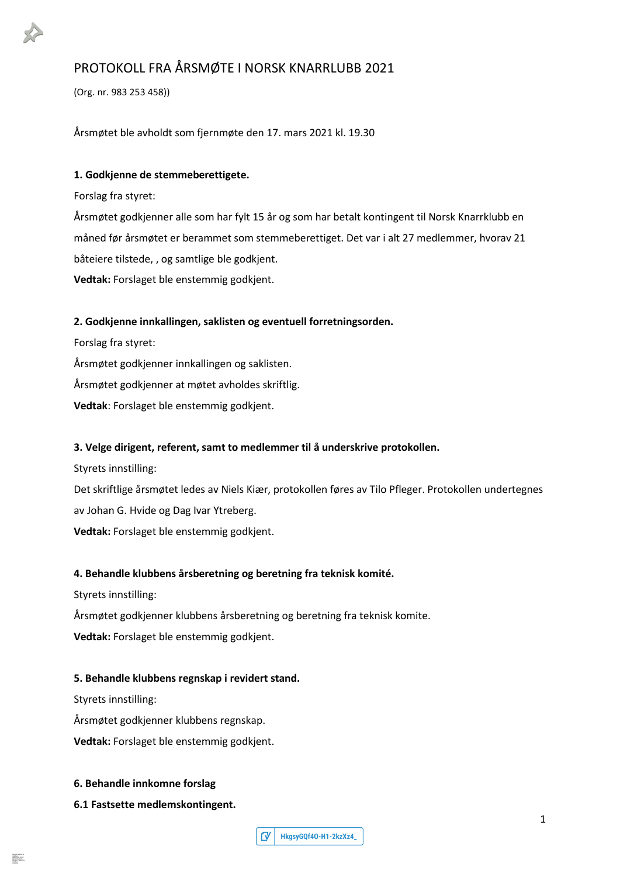# PROTOKOLL FRA ÅRSMØTE I NORSK KNARRLUBB 2021

(Org. nr. 983 253 458))

Årsmøtet ble avholdt som fjernmøte den 17. mars 2021 kl. 19.30

**1. Godkjenne de stemmeberettigete.**

Forslag fra styret:

Årsmøtet godkjenner alle som har fylt 15 år og som har betalt kontingent til Norsk Knarrklubb en måned før årsmøtet er berammet som stemmeberettiget. Det var i alt 27 medlemmer, hvorav 21 båteiere tilstede, , og samtlige ble godkjent.

**Vedtak:** Forslaget ble enstemmig godkjent.

**2. Godkjenne innkallingen, saklisten og eventuell forretningsorden.**

Forslag fra styret:

Årsmøtet godkjenner innkallingen og saklisten.

Årsmøtet godkjenner at møtet avholdes skriftlig.

**Vedtak**: Forslaget ble enstemmig godkjent.

**3. Velge dirigent, referent, samt to medlemmer til å underskrive protokollen.**

Styrets innstilling:

Det skriftlige årsmøtet ledes av Niels Kiær, protokollen føres av Tilo Pfleger. Protokollen undertegnes av Johan G. Hvide og Dag Ivar Ytreberg.

**Vedtak:** Forslaget ble enstemmig godkjent.

**4. Behandle klubbens årsberetning og beretning fra teknisk komité.**

Styrets innstilling:

Årsmøtet godkjenner klubbens årsberetning og beretning fra teknisk komite.

**Vedtak:** Forslaget ble enstemmig godkjent.

**5. Behandle klubbens regnskap i revidert stand.**

Styrets innstilling:

Årsmøtet godkjenner klubbens regnskap.

**Vedtak:** Forslaget ble enstemmig godkjent.

**6. Behandle innkomne forslag**

**6.1 Fastsette medlemskontingent.**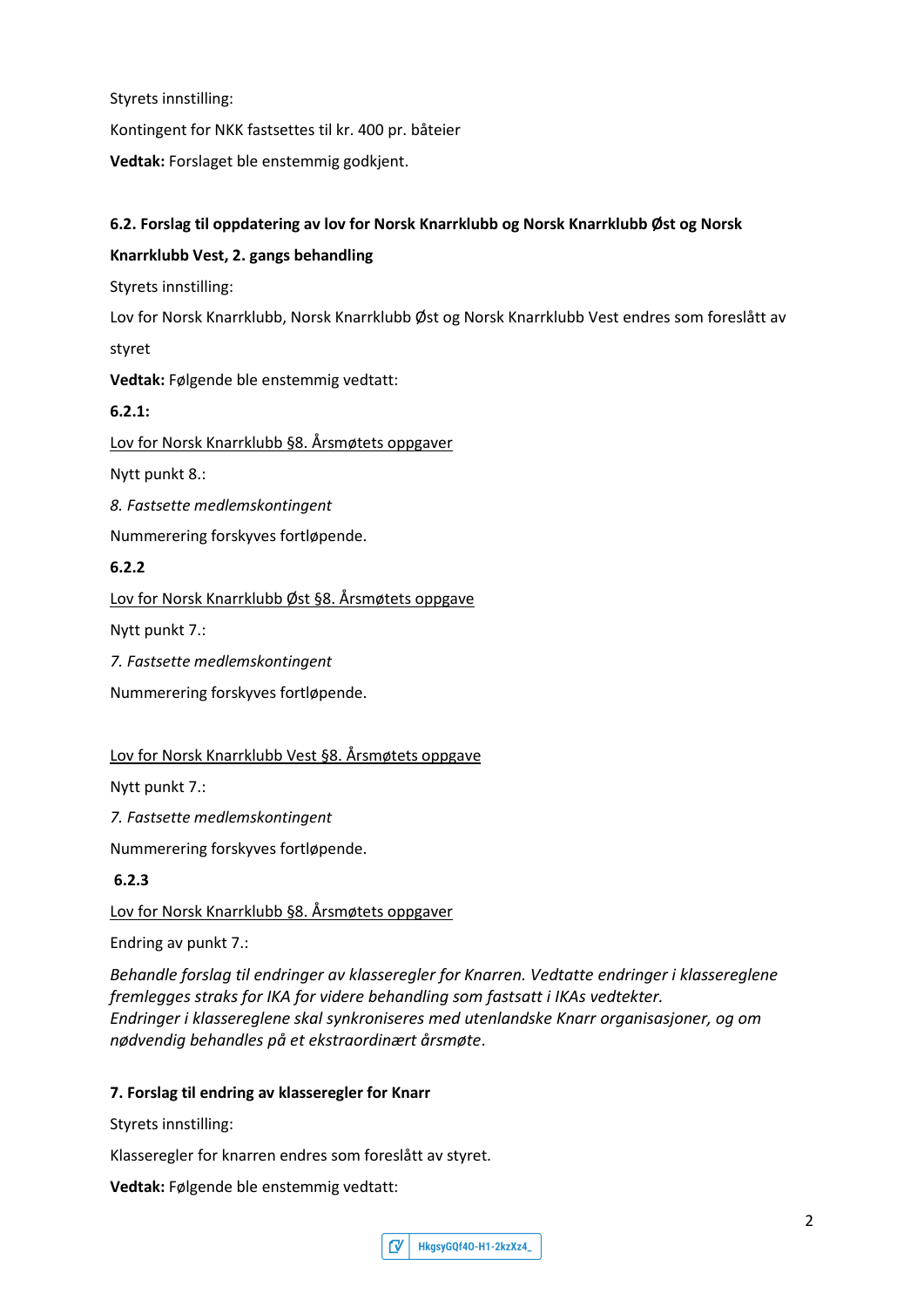Styrets innstilling:

Kontingent for NKK fastsettes til kr. 400 pr. båteier

**Vedtak:** Forslaget ble enstemmig godkjent.

**6.2. Forslag til oppdatering av lov for Norsk Knarrklubb og Norsk Knarrklubb Øst og Norsk Knarrklubb Vest, 2. gangs behandling**

Styrets innstilling:

Lov for Norsk Knarrklubb, Norsk Knarrklubb Øst og Norsk Knarrklubb Vest endres som foreslått av styret

**Vedtak:** Følgende ble enstemmig vedtatt:

**6.2.1:**

Lov for Norsk Knarrklubb §8. Årsmøtets oppgaver

Nytt punkt 8.:

*8. Fastsette medlemskontingent*

Nummerering forskyves fortløpende.

**6.2.2**

Lov for Norsk Knarrklubb Øst §8. Årsmøtets oppgave

Nytt punkt 7.:

*7. Fastsette medlemskontingent*

Nummerering forskyves fortløpende.

Lov for Norsk Knarrklubb Vest §8. Årsmøtets oppgave

Nytt punkt 7.:

*7. Fastsette medlemskontingent*

Nummerering forskyves fortløpende.

**6.2.3**

Lov for Norsk Knarrklubb §8. Årsmøtets oppgaver

Endring av punkt 7.:

*Behandle forslag til endringer av klasseregler for Knarren. Vedtatte endringer i klassereglene fremlegges straks for IKA for videre behandling som fastsatt i IKAs vedtekter.*
*Endringer i klassereglene skal synkroniseres med utenlandske Knarr organisasjoner, og om nødvendig behandles på et ekstraordinært årsmøte.*

**7. Forslag til endring av klasseregler for Knarr**

Styrets innstilling:

Klasseregler for knarren endres som foreslått av styret.

**Vedtak:** Følgende ble enstemmig vedtatt: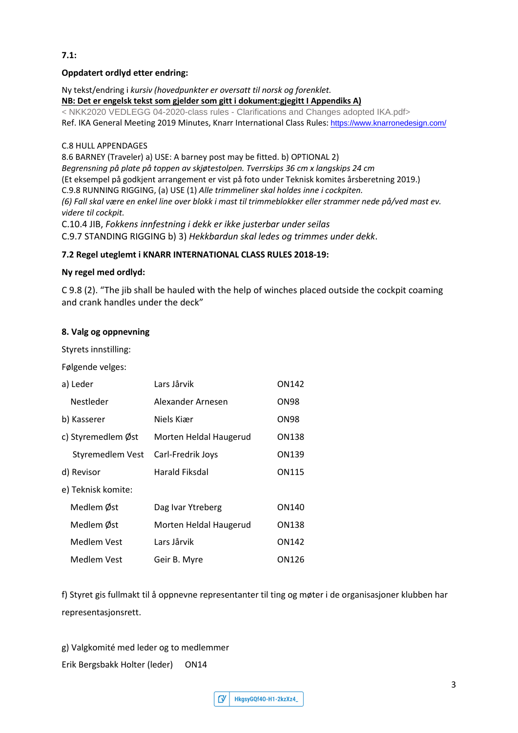**7.1:**

**Oppdatert ordlyd etter endring:**

Ny tekst/endring i *kursiv (hovedpunkter er oversatt til norsk og forenklet.*
**NB: Det er engelsk tekst som gjelder som gitt i dokument:gjegitt I Appendiks A)**
< NKK2020 VEDLEGG 04-2020-class rules - Clarifications and Changes adopted IKA.pdf>
Ref. IKA General Meeting 2019 Minutes, Knarr International Class Rules: https://www.knarronedesign.com/

C.8 HULL APPENDAGES
8.6 BARNEY (Traveler) a) USE: A barney post may be fitted. b) OPTIONAL 2)
*Begrensning på plate på toppen av skjøtestolpen. Tverrskips 36 cm x langskips 24 cm*
(Et eksempel på godkjent arrangement er vist på foto under Teknisk komites årsberetning 2019.)
C.9.8 RUNNING RIGGING, (a) USE (1) *Alle trimmeliner skal holdes inne i cockpiten.*
*(6) Fall skal være en enkel line over blokk i mast til trimmeblokker eller strammer nede på/ved mast ev. videre til cockpit.*
C.10.4 JIB, *Fokkens innfestning i dekk er ikke justerbar under seilas*
C.9.7 STANDING RIGGING b) 3) *Hekkbardun skal ledes og trimmes under dekk*.

**7.2 Regel uteglemt i KNARR INTERNATIONAL CLASS RULES 2018-19:**

**Ny regel med ordlyd:**

C 9.8 (2). "The jib shall be hauled with the help of winches placed outside the cockpit coaming and crank handles under the deck"

**8. Valg og oppnevning**

Styrets innstilling:

Følgende velges:

| | | |
|---|---|---|
| a) Leder | Lars Jårvik | ON142 |
| Nestleder | Alexander Arnesen | ON98 |
| b) Kasserer | Niels Kiær | ON98 |
| c) Styremedlem Øst | Morten Heldal Haugerud | ON138 |
| Styremedlem Vest | Carl-Fredrik Joys | ON139 |
| d) Revisor | Harald Fiksdal | ON115 |
| e) Teknisk komite: | | |
| Medlem Øst | Dag Ivar Ytreberg | ON140 |
| Medlem Øst | Morten Heldal Haugerud | ON138 |
| Medlem Vest | Lars Jårvik | ON142 |
| Medlem Vest | Geir B. Myre | ON126 |

f) Styret gis fullmakt til å oppnevne representanter til ting og møter i de organisasjoner klubben har representasjonsrett.

g) Valgkomité med leder og to medlemmer

Erik Bergsbakk Holter (leder) ON14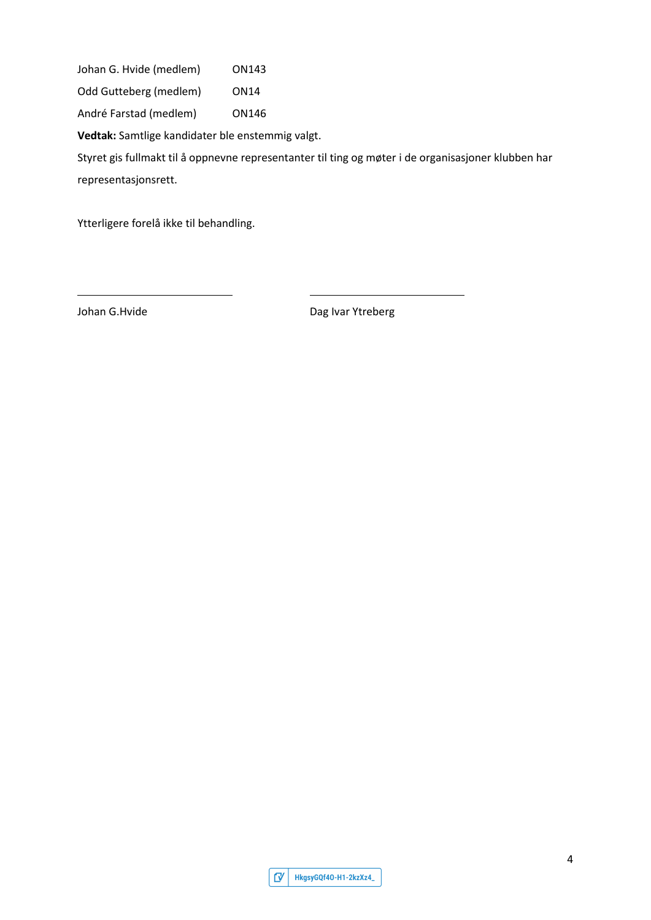| | |
|---|---|
| Johan G. Hvide (medlem) | ON143 |
| Odd Gutteberg (medlem) | ON14 |
| André Farstad (medlem) | ON146 |

**Vedtak:** Samtlige kandidater ble enstemmig valgt.

Styret gis fullmakt til å oppnevne representanter til ting og møter i de organisasjoner klubben har representasjonsrett.

Ytterligere forelå ikke til behandling.

\_\_\_\_\_\_\_\_\_\_\_\_\_\_\_\_\_\_\_\_\_\_\_\_\_ \_\_\_\_\_\_\_\_\_\_\_\_\_\_\_\_\_\_\_\_\_\_\_\_\_

Johan G.Hvide Dag Ivar Ytreberg

HkgsyGQf40-H1-2kzXz4_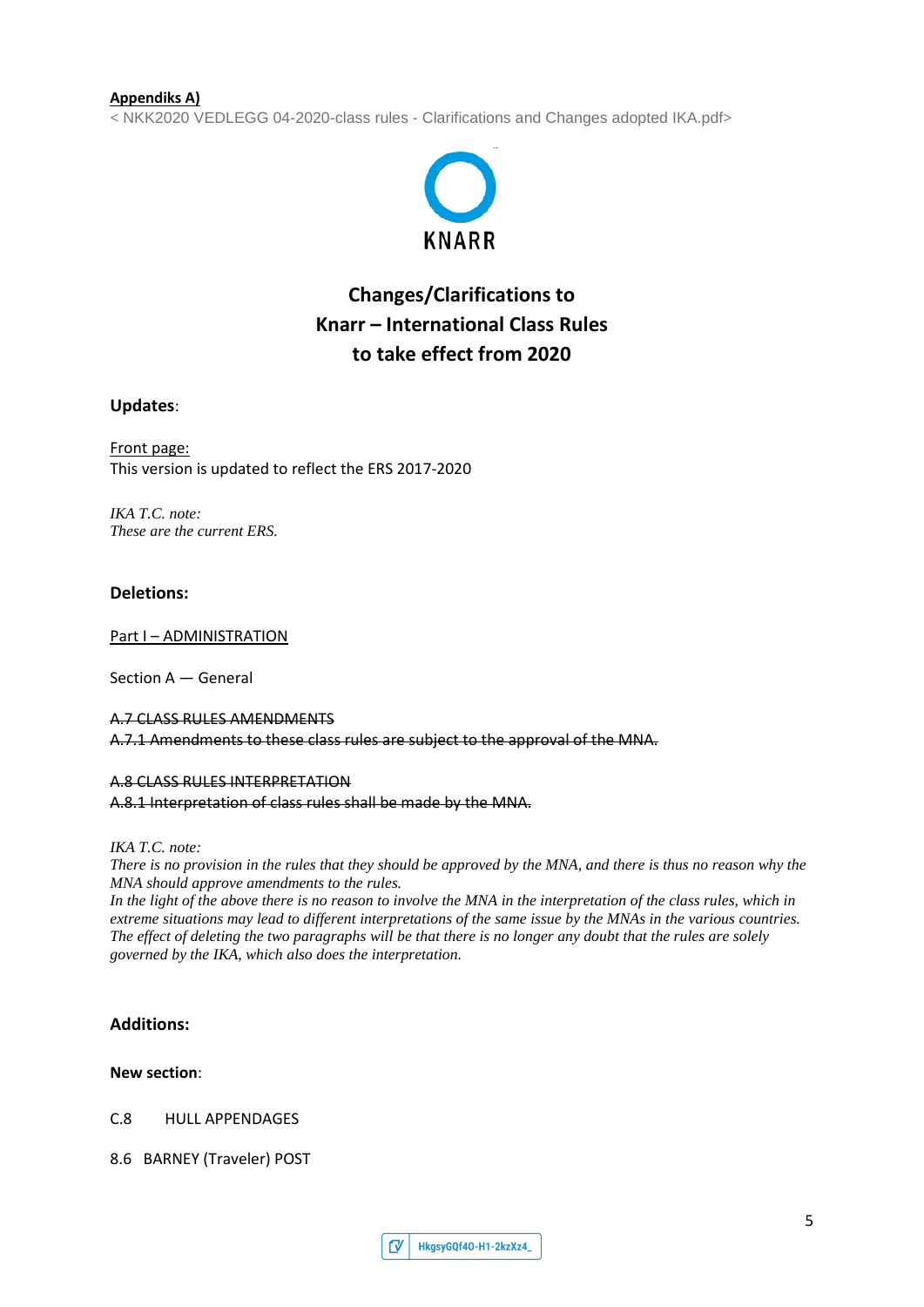**Appendiks A)**

< NKK2020 VEDLEGG 04-2020-class rules - Clarifications and Changes adopted IKA.pdf>

KNARR

## Changes/Clarifications to Knarr – International Class Rules to take effect from 2020

**Updates**:

Front page:
This version is updated to reflect the ERS 2017-2020

*IKA T.C. note:*
*These are the current ERS.*

**Deletions:**

Part I – ADMINISTRATION

Section A — General

~~A.7 CLASS RULES AMENDMENTS~~
~~A.7.1 Amendments to these class rules are subject to the approval of the MNA.~~

~~A.8 CLASS RULES INTERPRETATION~~
~~A.8.1 Interpretation of class rules shall be made by the MNA.~~

*IKA T.C. note:*
*There is no provision in the rules that they should be approved by the MNA, and there is thus no reason why the MNA should approve amendments to the rules.*
*In the light of the above there is no reason to involve the MNA in the interpretation of the class rules, which in extreme situations may lead to different interpretations of the same issue by the MNAs in the various countries.*
*The effect of deleting the two paragraphs will be that there is no longer any doubt that the rules are solely governed by the IKA, which also does the interpretation.*

**Additions:**

**New section**:

C.8 HULL APPENDAGES

8.6 BARNEY (Traveler) POST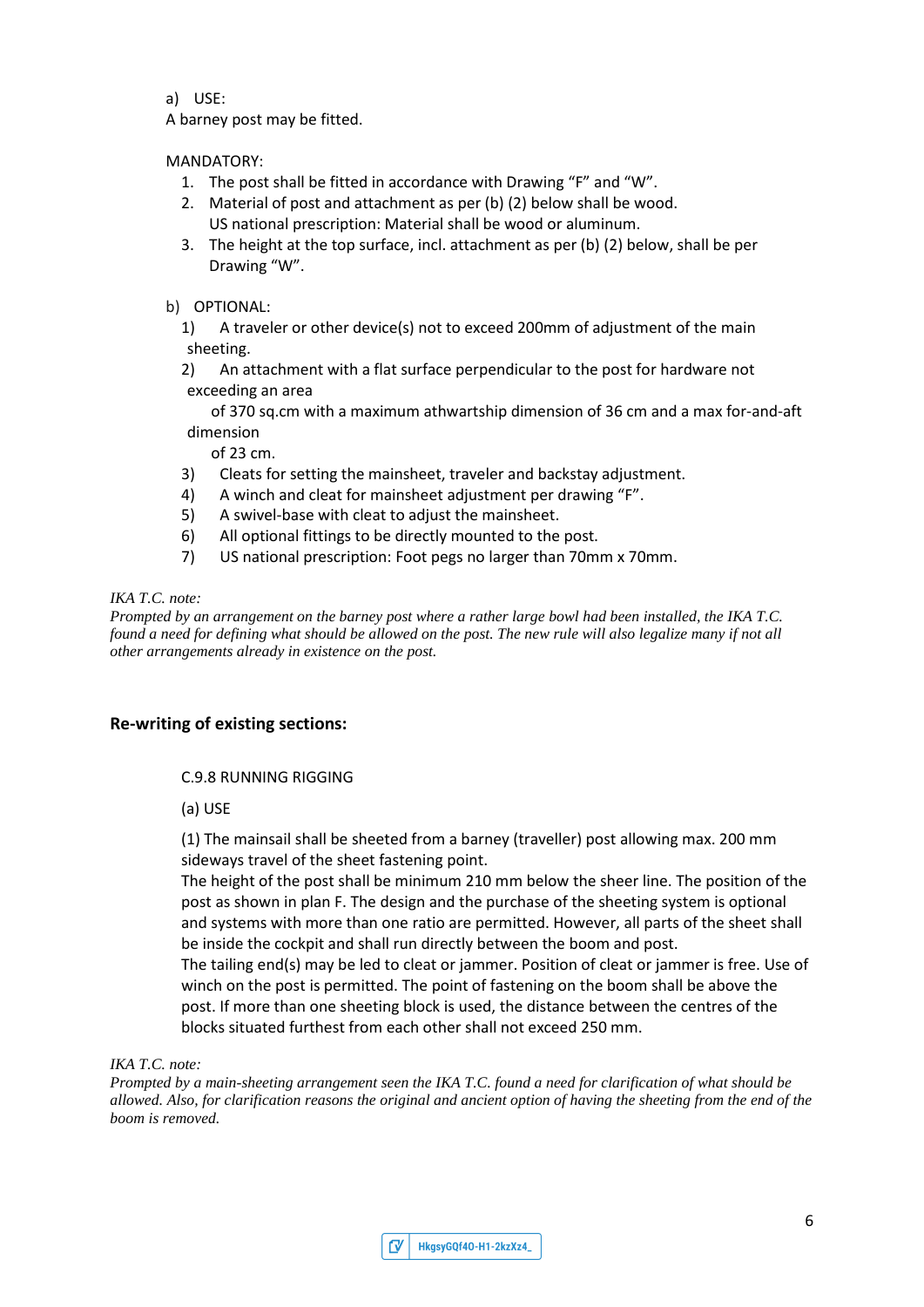a) USE:
A barney post may be fitted.

MANDATORY:

1. The post shall be fitted in accordance with Drawing “F” and “W”.
2. Material of post and attachment as per (b) (2) below shall be wood.
   US national prescription: Material shall be wood or aluminum.
3. The height at the top surface, incl. attachment as per (b) (2) below, shall be per Drawing “W”.

b) OPTIONAL:

1) A traveler or other device(s) not to exceed 200mm of adjustment of the main sheeting.
2) An attachment with a flat surface perpendicular to the post for hardware not exceeding an area of 370 sq.cm with a maximum athwartship dimension of 36 cm and a max for-and-aft dimension of 23 cm.
3) Cleats for setting the mainsheet, traveler and backstay adjustment.
4) A winch and cleat for mainsheet adjustment per drawing “F”.
5) A swivel-base with cleat to adjust the mainsheet.
6) All optional fittings to be directly mounted to the post.
7) US national prescription: Foot pegs no larger than 70mm x 70mm.

*IKA T.C. note:*
*Prompted by an arrangement on the barney post where a rather large bowl had been installed, the IKA T.C. found a need for defining what should be allowed on the post. The new rule will also legalize many if not all other arrangements already in existence on the post.*

## Re-writing of existing sections:

C.9.8 RUNNING RIGGING

(a) USE

(1) The mainsail shall be sheeted from a barney (traveller) post allowing max. 200 mm sideways travel of the sheet fastening point.
The height of the post shall be minimum 210 mm below the sheer line. The position of the post as shown in plan F. The design and the purchase of the sheeting system is optional and systems with more than one ratio are permitted. However, all parts of the sheet shall be inside the cockpit and shall run directly between the boom and post.
The tailing end(s) may be led to cleat or jammer. Position of cleat or jammer is free. Use of winch on the post is permitted. The point of fastening on the boom shall be above the post. If more than one sheeting block is used, the distance between the centres of the blocks situated furthest from each other shall not exceed 250 mm.

*IKA T.C. note:*
*Prompted by a main-sheeting arrangement seen the IKA T.C. found a need for clarification of what should be allowed. Also, for clarification reasons the original and ancient option of having the sheeting from the end of the boom is removed.*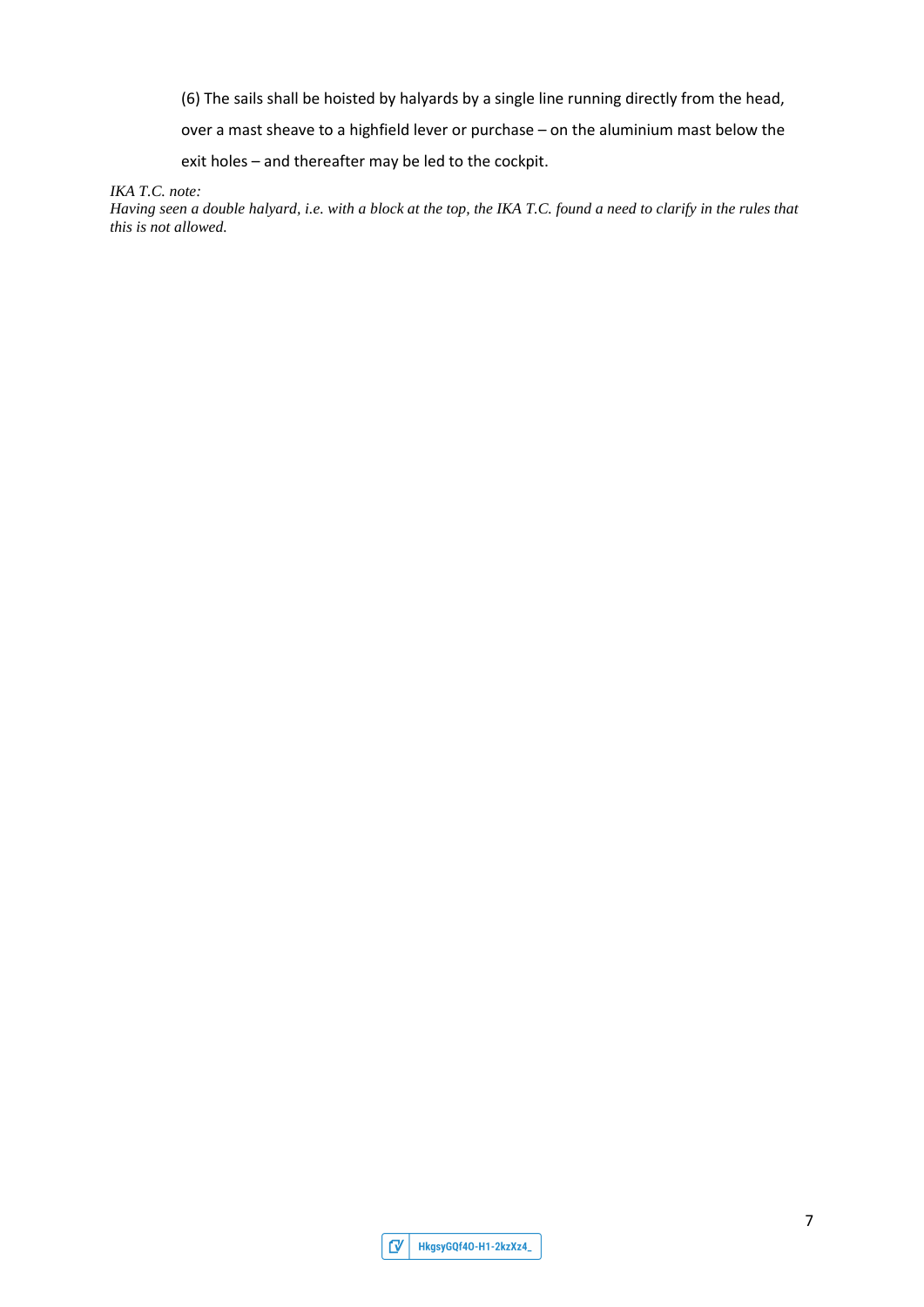(6) The sails shall be hoisted by halyards by a single line running directly from the head, over a mast sheave to a highfield lever or purchase – on the aluminium mast below the exit holes – and thereafter may be led to the cockpit.

*IKA T.C. note:*
*Having seen a double halyard, i.e. with a block at the top, the IKA T.C. found a need to clarify in the rules that this is not allowed.*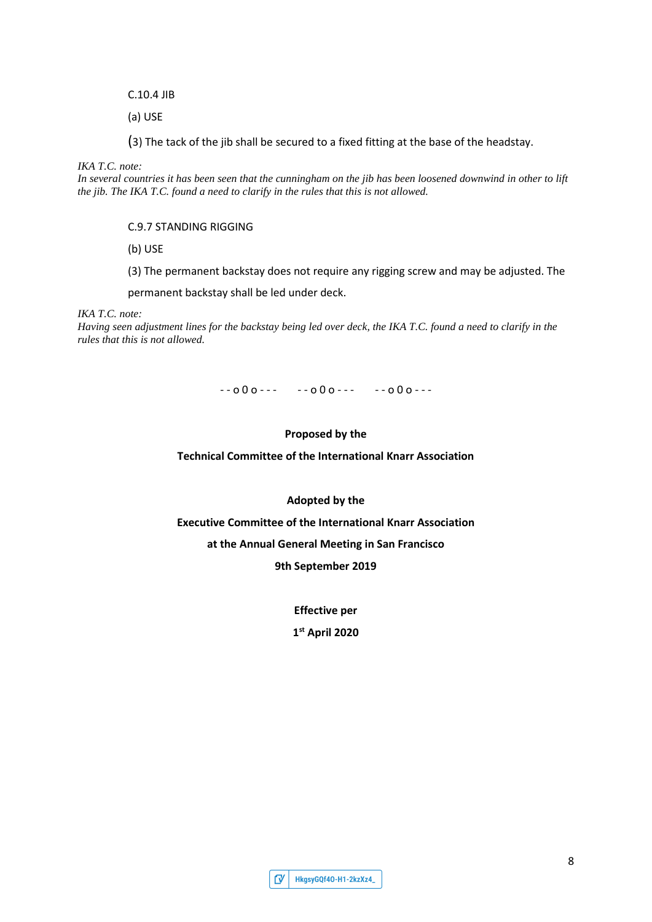C.10.4 JIB

(a) USE

(3) The tack of the jib shall be secured to a fixed fitting at the base of the headstay.

*IKA T.C. note:*
*In several countries it has been seen that the cunningham on the jib has been loosened downwind in other to lift the jib. The IKA T.C. found a need to clarify in the rules that this is not allowed.*

C.9.7 STANDING RIGGING

(b) USE

(3) The permanent backstay does not require any rigging screw and may be adjusted. The permanent backstay shall be led under deck.

*IKA T.C. note:*
*Having seen adjustment lines for the backstay being led over deck, the IKA T.C. found a need to clarify in the rules that this is not allowed.*

- - o 0 o - - -     - - o 0 o - - -     - - o 0 o - - -

**Proposed by the**

**Technical Committee of the International Knarr Association**

**Adopted by the**

**Executive Committee of the International Knarr Association**

**at the Annual General Meeting in San Francisco**

**9th September 2019**

**Effective per**

**1st April 2020**

HkgsyGQf40-H1-2kzXz4_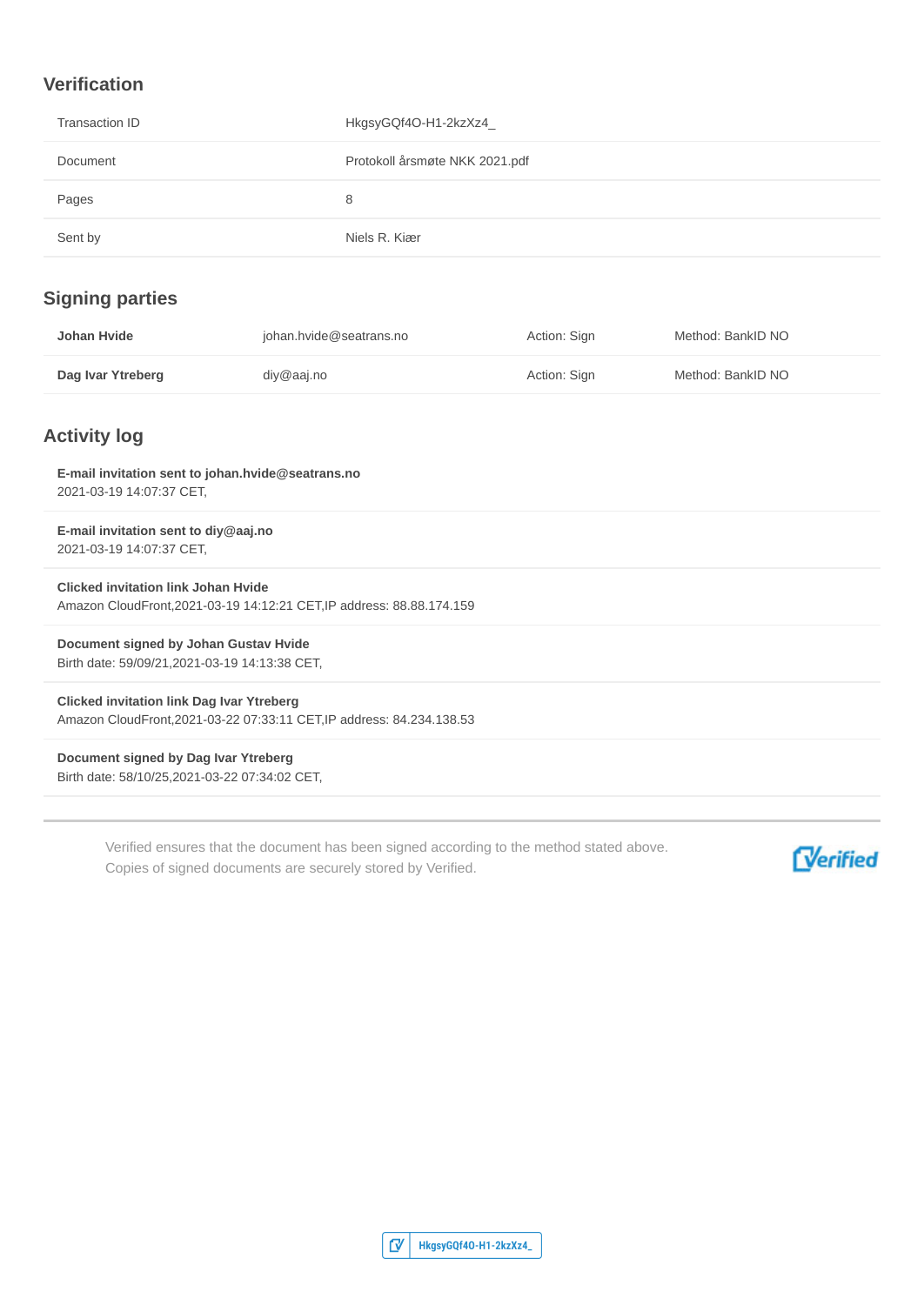## Verification

| | |
|---|---|
| Transaction ID | HkgsyGQf4O-H1-2kzXz4_ |
| Document | Protokoll årsmøte NKK 2021.pdf |
| Pages | 8 |
| Sent by | Niels R. Kiær |

## Signing parties

| | | | |
|---|---|---|---|
| **Johan Hvide** | johan.hvide@seatrans.no | Action: Sign | Method: BankID NO |
| **Dag Ivar Ytreberg** | diy@aaj.no | Action: Sign | Method: BankID NO |

## Activity log

**E-mail invitation sent to johan.hvide@seatrans.no**
2021-03-19 14:07:37 CET,

**E-mail invitation sent to diy@aaj.no**
2021-03-19 14:07:37 CET,

**Clicked invitation link Johan Hvide**
Amazon CloudFront,2021-03-19 14:12:21 CET,IP address: 88.88.174.159

**Document signed by Johan Gustav Hvide**
Birth date: 59/09/21,2021-03-19 14:13:38 CET,

**Clicked invitation link Dag Ivar Ytreberg**
Amazon CloudFront,2021-03-22 07:33:11 CET,IP address: 84.234.138.53

**Document signed by Dag Ivar Ytreberg**
Birth date: 58/10/25,2021-03-22 07:34:02 CET,

---

Verified ensures that the document has been signed according to the method stated above.
Copies of signed documents are securely stored by Verified.

Verified

HkgsyGQf4O-H1-2kzXz4_